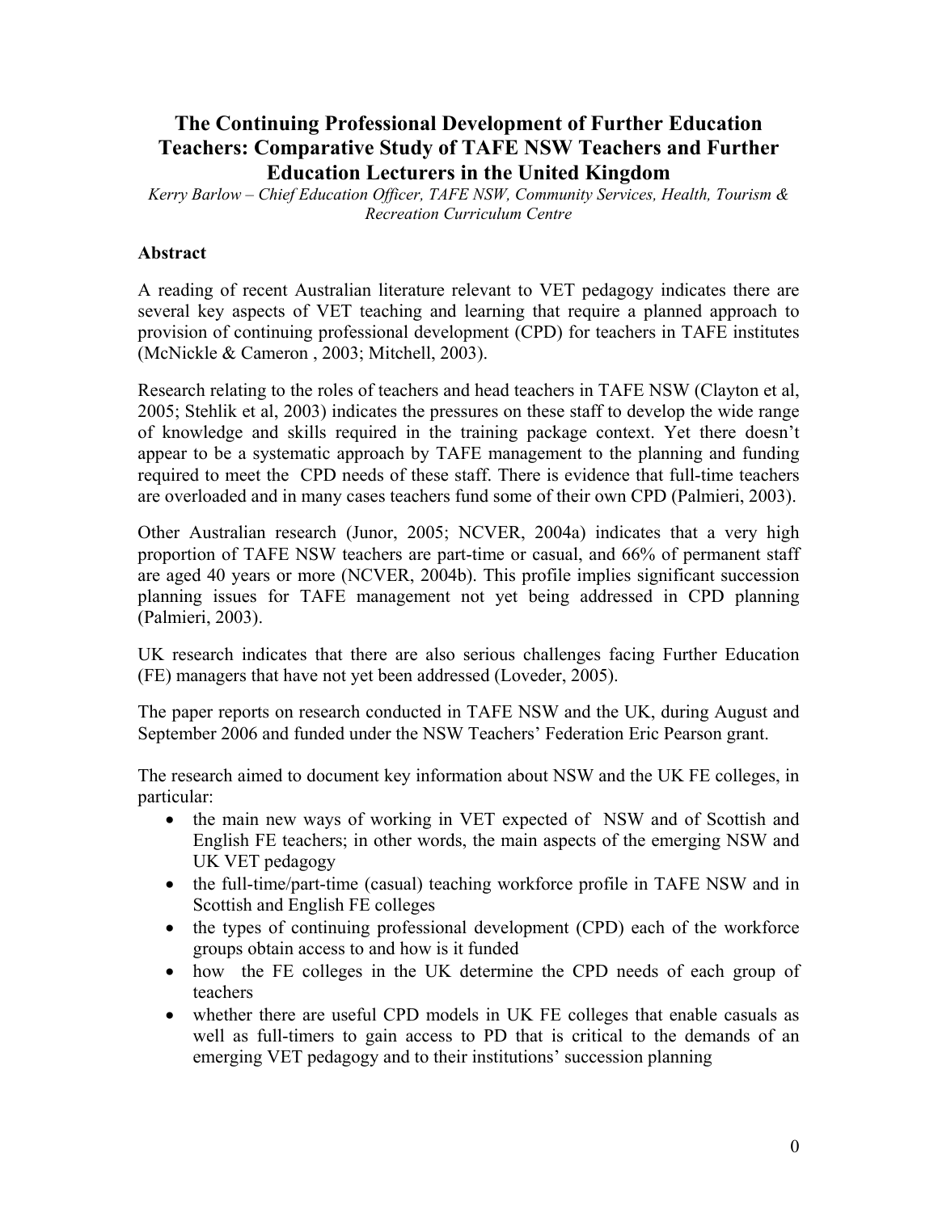# The Continuing Professional Development of Further Education Teachers: Comparative Study of TAFE NSW Teachers and Further Education Lecturers in the United Kingdom

*Kerry Barlow – Chief Education Officer, TAFE NSW, Community Services, Health, Tourism & Recreation Curriculum Centre*

## Abstract

A reading of recent Australian literature relevant to VET pedagogy indicates there are several key aspects of VET teaching and learning that require a planned approach to provision of continuing professional development (CPD) for teachers in TAFE institutes (McNickle & Cameron , 2003; Mitchell, 2003).

Research relating to the roles of teachers and head teachers in TAFE NSW (Clayton et al, 2005; Stehlik et al, 2003) indicates the pressures on these staff to develop the wide range of knowledge and skills required in the training package context. Yet there doesn't appear to be a systematic approach by TAFE management to the planning and funding required to meet the CPD needs of these staff. There is evidence that full-time teachers are overloaded and in many cases teachers fund some of their own CPD (Palmieri, 2003).

Other Australian research (Junor, 2005; NCVER, 2004a) indicates that a very high proportion of TAFE NSW teachers are part-time or casual, and 66% of permanent staff are aged 40 years or more (NCVER, 2004b). This profile implies significant succession planning issues for TAFE management not yet being addressed in CPD planning (Palmieri, 2003).

UK research indicates that there are also serious challenges facing Further Education (FE) managers that have not yet been addressed (Loveder, 2005).

The paper reports on research conducted in TAFE NSW and the UK, during August and September 2006 and funded under the NSW Teachers' Federation Eric Pearson grant.

The research aimed to document key information about NSW and the UK FE colleges, in particular:

- the main new ways of working in VET expected of NSW and of Scottish and English FE teachers; in other words, the main aspects of the emerging NSW and UK VET pedagogy
- the full-time/part-time (casual) teaching workforce profile in TAFE NSW and in Scottish and English FE colleges
- the types of continuing professional development (CPD) each of the workforce groups obtain access to and how is it funded
- how the FE colleges in the UK determine the CPD needs of each group of teachers
- whether there are useful CPD models in UK FE colleges that enable casuals as well as full-timers to gain access to PD that is critical to the demands of an emerging VET pedagogy and to their institutions' succession planning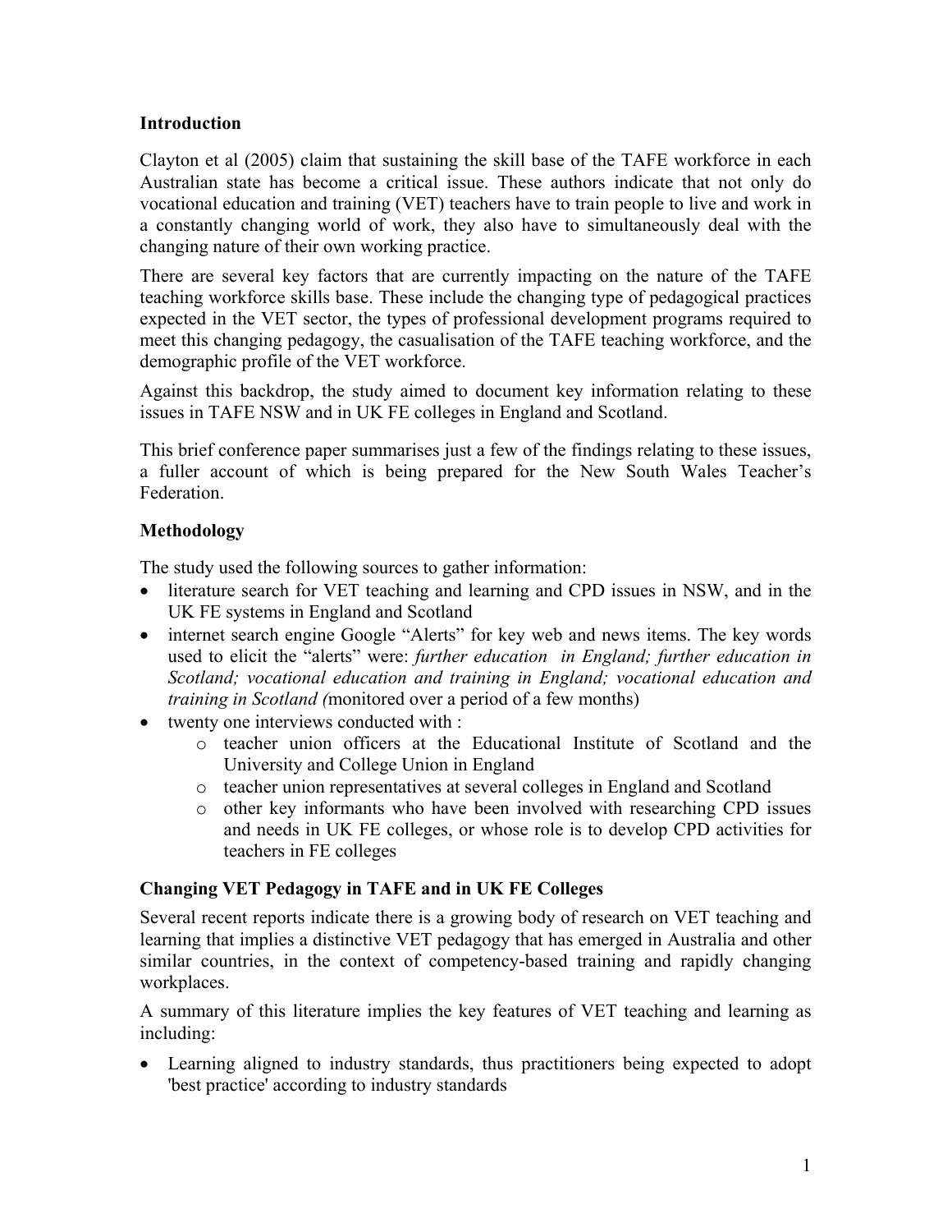## Introduction

Clayton et al (2005) claim that sustaining the skill base of the TAFE workforce in each Australian state has become a critical issue. These authors indicate that not only do vocational education and training (VET) teachers have to train people to live and work in a constantly changing world of work, they also have to simultaneously deal with the changing nature of their own working practice.

There are several key factors that are currently impacting on the nature of the TAFE teaching workforce skills base. These include the changing type of pedagogical practices expected in the VET sector, the types of professional development programs required to meet this changing pedagogy, the casualisation of the TAFE teaching workforce, and the demographic profile of the VET workforce.

Against this backdrop, the study aimed to document key information relating to these issues in TAFE NSW and in UK FE colleges in England and Scotland.

This brief conference paper summarises just a few of the findings relating to these issues, a fuller account of which is being prepared for the New South Wales Teacher's Federation.

## Methodology

The study used the following sources to gather information:

- literature search for VET teaching and learning and CPD issues in NSW, and in the UK FE systems in England and Scotland
- internet search engine Google "Alerts" for key web and news items. The key words used to elicit the "alerts" were: *further education in England; further education in Scotland; vocational education and training in England; vocational education and training in Scotland (*monitored over a period of a few months)
- twenty one interviews conducted with :
    - teacher union officers at the Educational Institute of Scotland and the University and College Union in England
    - teacher union representatives at several colleges in England and Scotland
    - other key informants who have been involved with researching CPD issues and needs in UK FE colleges, or whose role is to develop CPD activities for teachers in FE colleges

## Changing VET Pedagogy in TAFE and in UK FE Colleges

Several recent reports indicate there is a growing body of research on VET teaching and learning that implies a distinctive VET pedagogy that has emerged in Australia and other similar countries, in the context of competency-based training and rapidly changing workplaces.

A summary of this literature implies the key features of VET teaching and learning as including:

- Learning aligned to industry standards, thus practitioners being expected to adopt 'best practice' according to industry standards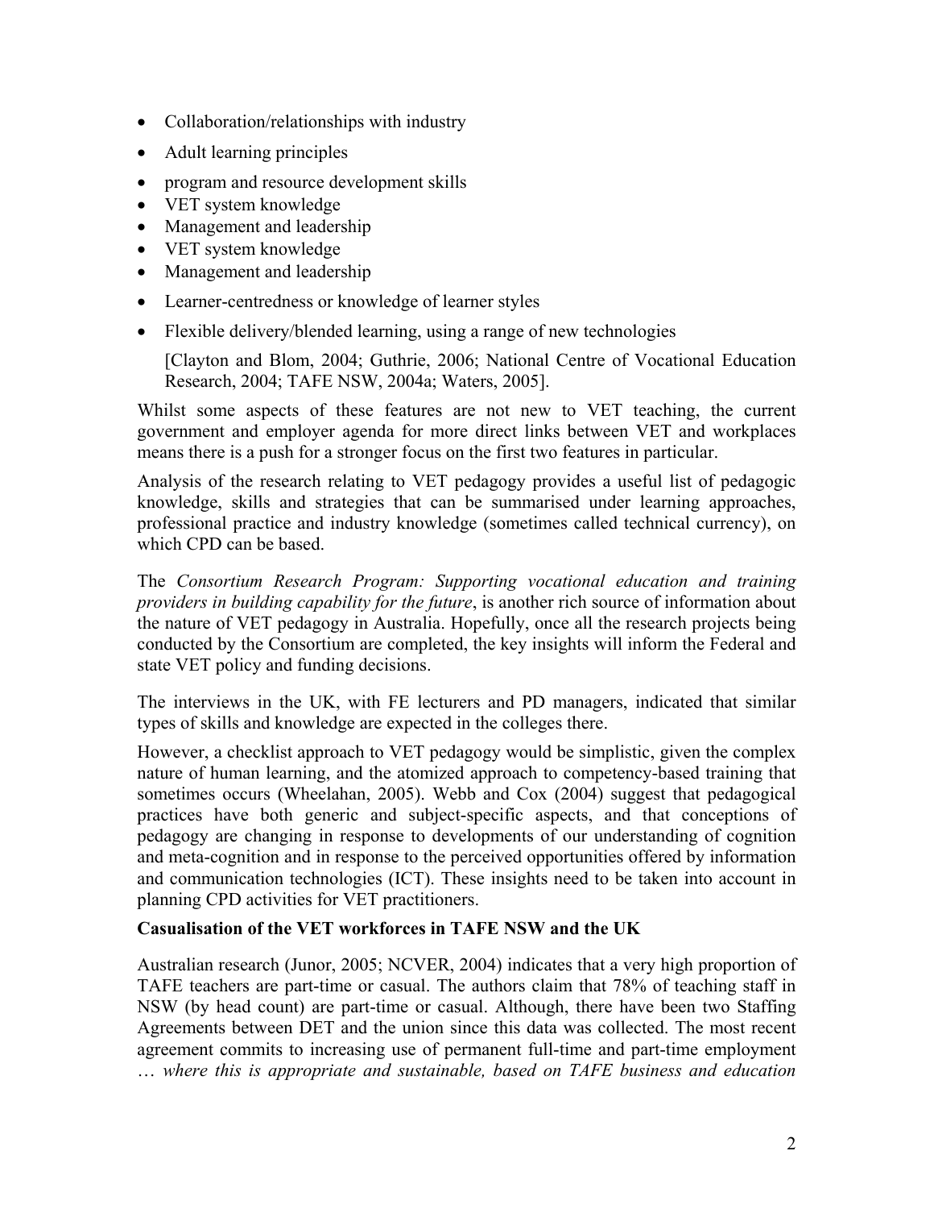- Collaboration/relationships with industry
- Adult learning principles
- program and resource development skills
- VET system knowledge
- Management and leadership
- VET system knowledge
- Management and leadership
- Learner-centredness or knowledge of learner styles
- Flexible delivery/blended learning, using a range of new technologies

  [Clayton and Blom, 2004; Guthrie, 2006; National Centre of Vocational Education Research, 2004; TAFE NSW, 2004a; Waters, 2005].

Whilst some aspects of these features are not new to VET teaching, the current government and employer agenda for more direct links between VET and workplaces means there is a push for a stronger focus on the first two features in particular.

Analysis of the research relating to VET pedagogy provides a useful list of pedagogic knowledge, skills and strategies that can be summarised under learning approaches, professional practice and industry knowledge (sometimes called technical currency), on which CPD can be based.

The *Consortium Research Program: Supporting vocational education and training providers in building capability for the future*, is another rich source of information about the nature of VET pedagogy in Australia. Hopefully, once all the research projects being conducted by the Consortium are completed, the key insights will inform the Federal and state VET policy and funding decisions.

The interviews in the UK, with FE lecturers and PD managers, indicated that similar types of skills and knowledge are expected in the colleges there.

However, a checklist approach to VET pedagogy would be simplistic, given the complex nature of human learning, and the atomized approach to competency-based training that sometimes occurs (Wheelahan, 2005). Webb and Cox (2004) suggest that pedagogical practices have both generic and subject-specific aspects, and that conceptions of pedagogy are changing in response to developments of our understanding of cognition and meta-cognition and in response to the perceived opportunities offered by information and communication technologies (ICT). These insights need to be taken into account in planning CPD activities for VET practitioners.

**Casualisation of the VET workforces in TAFE NSW and the UK**

Australian research (Junor, 2005; NCVER, 2004) indicates that a very high proportion of TAFE teachers are part-time or casual. The authors claim that 78% of teaching staff in NSW (by head count) are part-time or casual. Although, there have been two Staffing Agreements between DET and the union since this data was collected. The most recent agreement commits to increasing use of permanent full-time and part-time employment … *where this is appropriate and sustainable, based on TAFE business and education*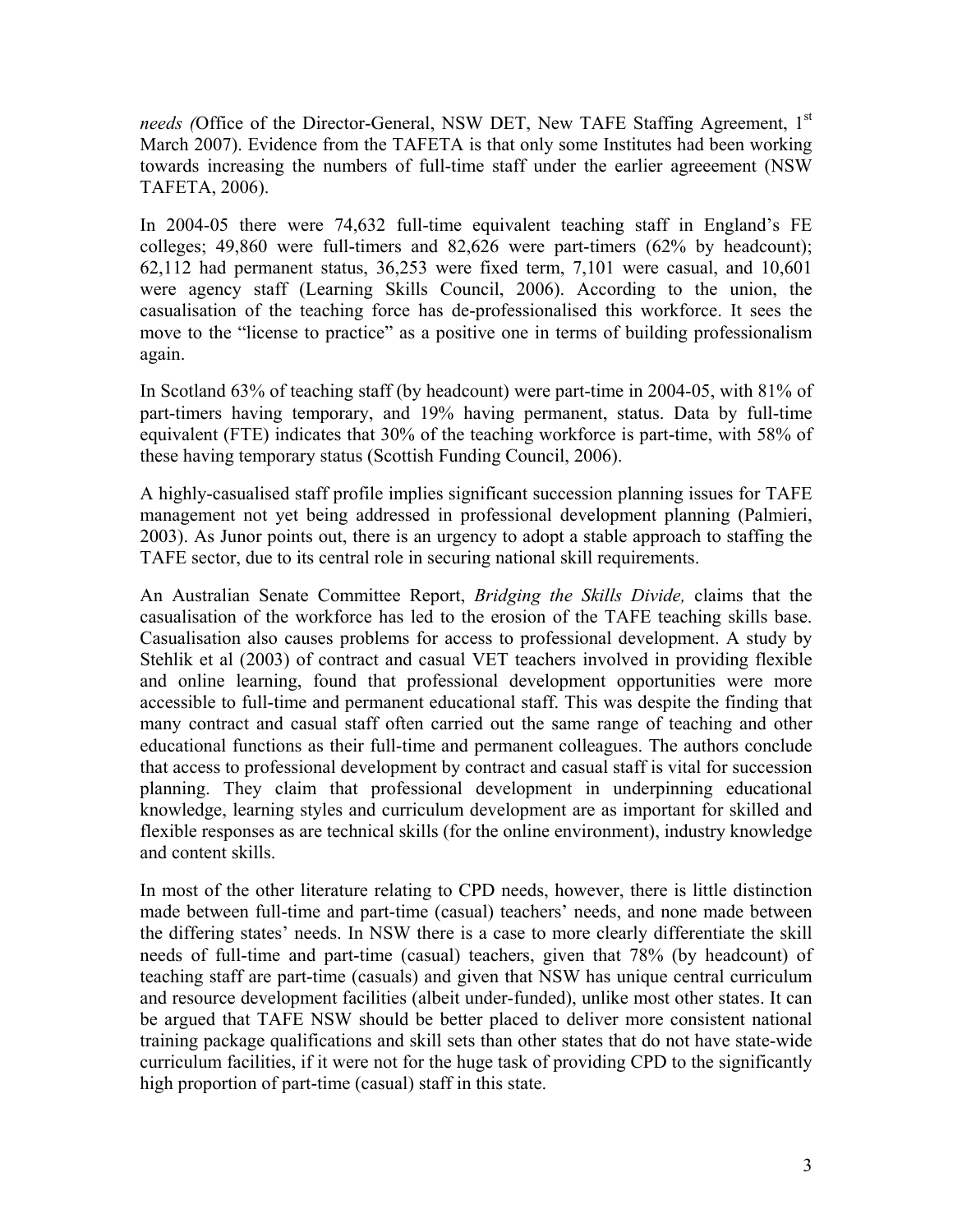*needs (*Office of the Director-General, NSW DET, New TAFE Staffing Agreement, 1st March 2007). Evidence from the TAFETA is that only some Institutes had been working towards increasing the numbers of full-time staff under the earlier agreeement (NSW TAFETA, 2006).

In 2004-05 there were 74,632 full-time equivalent teaching staff in England's FE colleges; 49,860 were full-timers and 82,626 were part-timers (62% by headcount); 62,112 had permanent status, 36,253 were fixed term, 7,101 were casual, and 10,601 were agency staff (Learning Skills Council, 2006). According to the union, the casualisation of the teaching force has de-professionalised this workforce. It sees the move to the "license to practice" as a positive one in terms of building professionalism again.

In Scotland 63% of teaching staff (by headcount) were part-time in 2004-05, with 81% of part-timers having temporary, and 19% having permanent, status. Data by full-time equivalent (FTE) indicates that 30% of the teaching workforce is part-time, with 58% of these having temporary status (Scottish Funding Council, 2006).

A highly-casualised staff profile implies significant succession planning issues for TAFE management not yet being addressed in professional development planning (Palmieri, 2003). As Junor points out, there is an urgency to adopt a stable approach to staffing the TAFE sector, due to its central role in securing national skill requirements.

An Australian Senate Committee Report, *Bridging the Skills Divide,* claims that the casualisation of the workforce has led to the erosion of the TAFE teaching skills base. Casualisation also causes problems for access to professional development. A study by Stehlik et al (2003) of contract and casual VET teachers involved in providing flexible and online learning, found that professional development opportunities were more accessible to full-time and permanent educational staff. This was despite the finding that many contract and casual staff often carried out the same range of teaching and other educational functions as their full-time and permanent colleagues. The authors conclude that access to professional development by contract and casual staff is vital for succession planning. They claim that professional development in underpinning educational knowledge, learning styles and curriculum development are as important for skilled and flexible responses as are technical skills (for the online environment), industry knowledge and content skills.

In most of the other literature relating to CPD needs, however, there is little distinction made between full-time and part-time (casual) teachers' needs, and none made between the differing states' needs. In NSW there is a case to more clearly differentiate the skill needs of full-time and part-time (casual) teachers, given that 78% (by headcount) of teaching staff are part-time (casuals) and given that NSW has unique central curriculum and resource development facilities (albeit under-funded), unlike most other states. It can be argued that TAFE NSW should be better placed to deliver more consistent national training package qualifications and skill sets than other states that do not have state-wide curriculum facilities, if it were not for the huge task of providing CPD to the significantly high proportion of part-time (casual) staff in this state.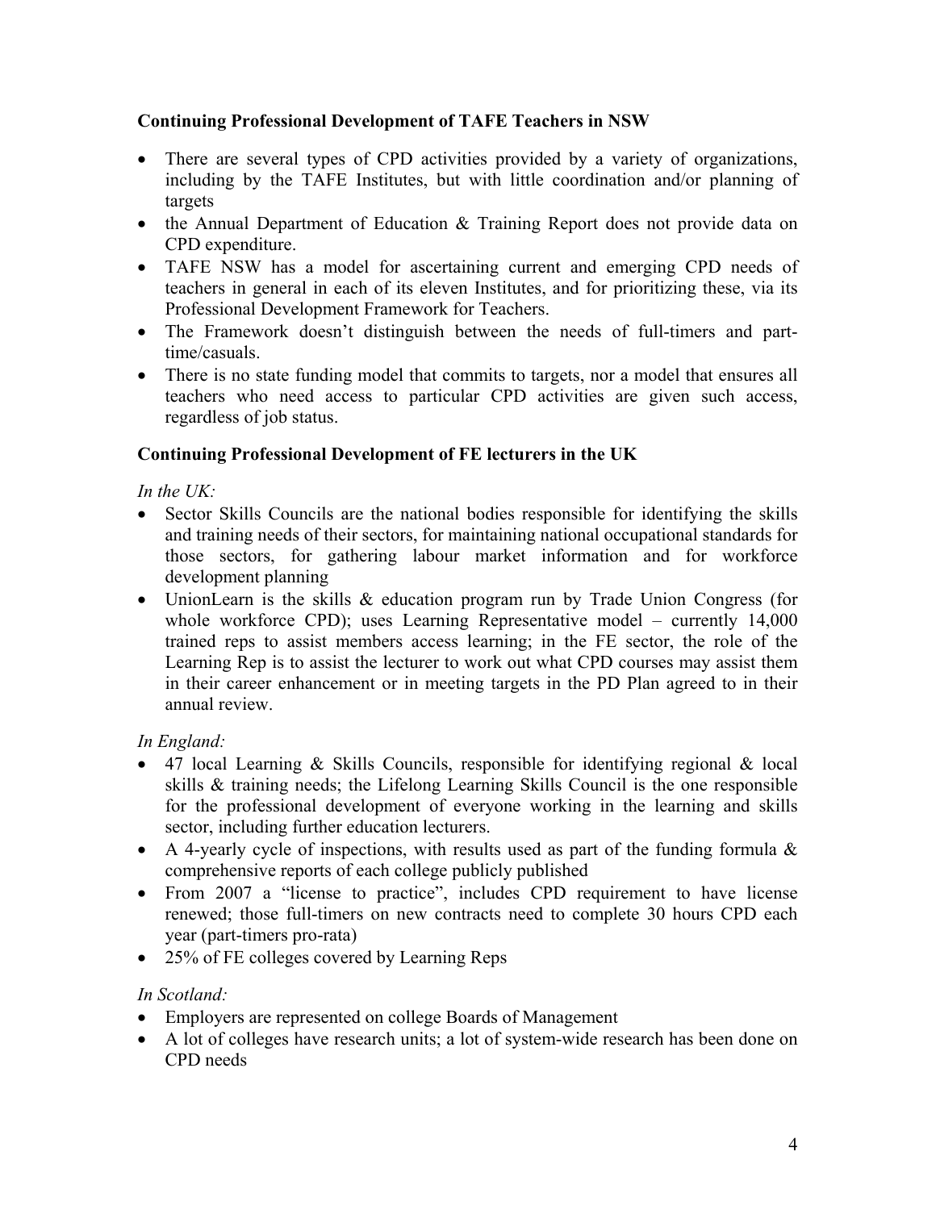**Continuing Professional Development of TAFE Teachers in NSW**

- There are several types of CPD activities provided by a variety of organizations, including by the TAFE Institutes, but with little coordination and/or planning of targets
- the Annual Department of Education & Training Report does not provide data on CPD expenditure.
- TAFE NSW has a model for ascertaining current and emerging CPD needs of teachers in general in each of its eleven Institutes, and for prioritizing these, via its Professional Development Framework for Teachers.
- The Framework doesn't distinguish between the needs of full-timers and part-time/casuals.
- There is no state funding model that commits to targets, nor a model that ensures all teachers who need access to particular CPD activities are given such access, regardless of job status.

**Continuing Professional Development of FE lecturers in the UK**

*In the UK:*

- Sector Skills Councils are the national bodies responsible for identifying the skills and training needs of their sectors, for maintaining national occupational standards for those sectors, for gathering labour market information and for workforce development planning
- UnionLearn is the skills & education program run by Trade Union Congress (for whole workforce CPD); uses Learning Representative model – currently 14,000 trained reps to assist members access learning; in the FE sector, the role of the Learning Rep is to assist the lecturer to work out what CPD courses may assist them in their career enhancement or in meeting targets in the PD Plan agreed to in their annual review.

*In England:*

- 47 local Learning & Skills Councils, responsible for identifying regional & local skills & training needs; the Lifelong Learning Skills Council is the one responsible for the professional development of everyone working in the learning and skills sector, including further education lecturers.
- A 4-yearly cycle of inspections, with results used as part of the funding formula & comprehensive reports of each college publicly published
- From 2007 a "license to practice", includes CPD requirement to have license renewed; those full-timers on new contracts need to complete 30 hours CPD each year (part-timers pro-rata)
- 25% of FE colleges covered by Learning Reps

*In Scotland:*

- Employers are represented on college Boards of Management
- A lot of colleges have research units; a lot of system-wide research has been done on CPD needs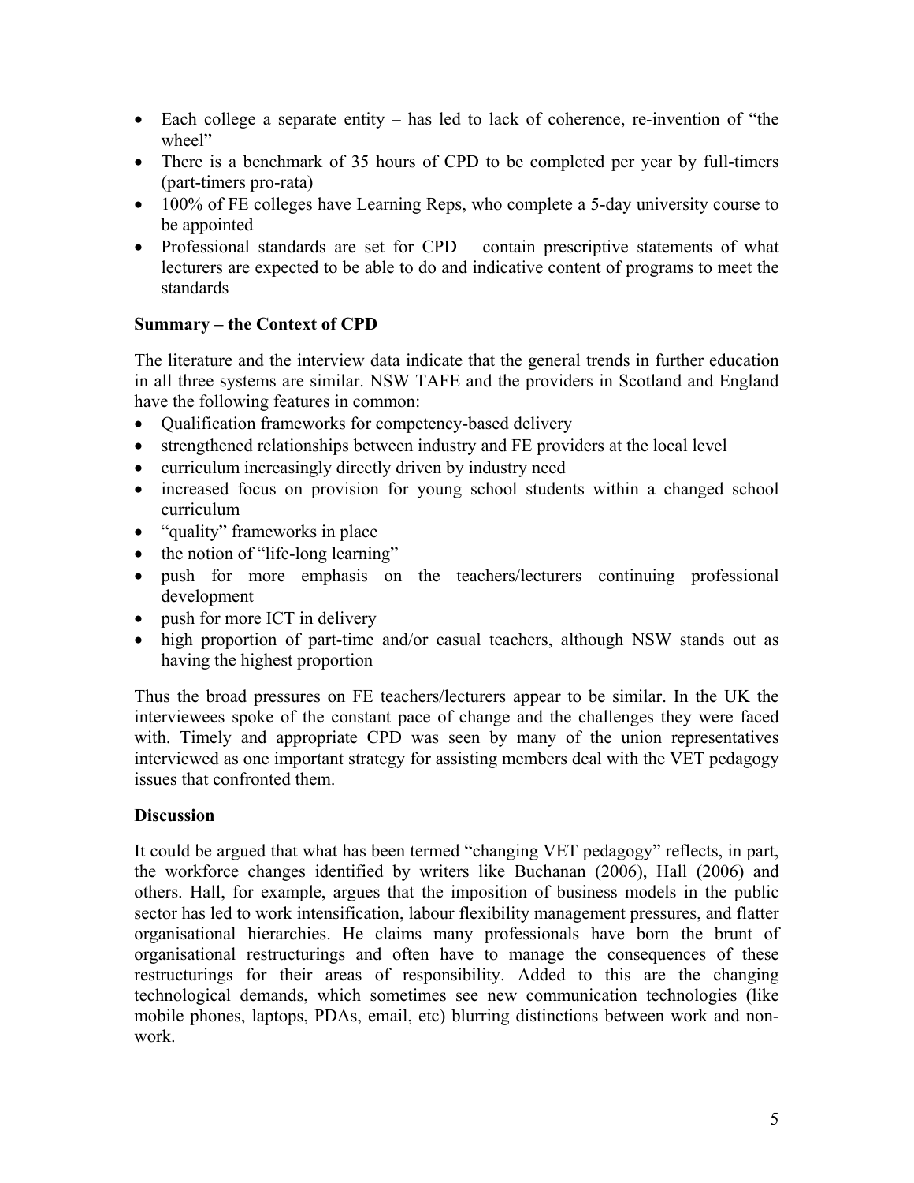- Each college a separate entity – has led to lack of coherence, re-invention of "the wheel"
- There is a benchmark of 35 hours of CPD to be completed per year by full-timers (part-timers pro-rata)
- 100% of FE colleges have Learning Reps, who complete a 5-day university course to be appointed
- Professional standards are set for CPD – contain prescriptive statements of what lecturers are expected to be able to do and indicative content of programs to meet the standards

**Summary – the Context of CPD**

The literature and the interview data indicate that the general trends in further education in all three systems are similar. NSW TAFE and the providers in Scotland and England have the following features in common:

- Qualification frameworks for competency-based delivery
- strengthened relationships between industry and FE providers at the local level
- curriculum increasingly directly driven by industry need
- increased focus on provision for young school students within a changed school curriculum
- "quality" frameworks in place
- the notion of "life-long learning"
- push for more emphasis on the teachers/lecturers continuing professional development
- push for more ICT in delivery
- high proportion of part-time and/or casual teachers, although NSW stands out as having the highest proportion

Thus the broad pressures on FE teachers/lecturers appear to be similar. In the UK the interviewees spoke of the constant pace of change and the challenges they were faced with. Timely and appropriate CPD was seen by many of the union representatives interviewed as one important strategy for assisting members deal with the VET pedagogy issues that confronted them.

**Discussion**

It could be argued that what has been termed "changing VET pedagogy" reflects, in part, the workforce changes identified by writers like Buchanan (2006), Hall (2006) and others. Hall, for example, argues that the imposition of business models in the public sector has led to work intensification, labour flexibility management pressures, and flatter organisational hierarchies. He claims many professionals have born the brunt of organisational restructurings and often have to manage the consequences of these restructurings for their areas of responsibility. Added to this are the changing technological demands, which sometimes see new communication technologies (like mobile phones, laptops, PDAs, email, etc) blurring distinctions between work and non-work.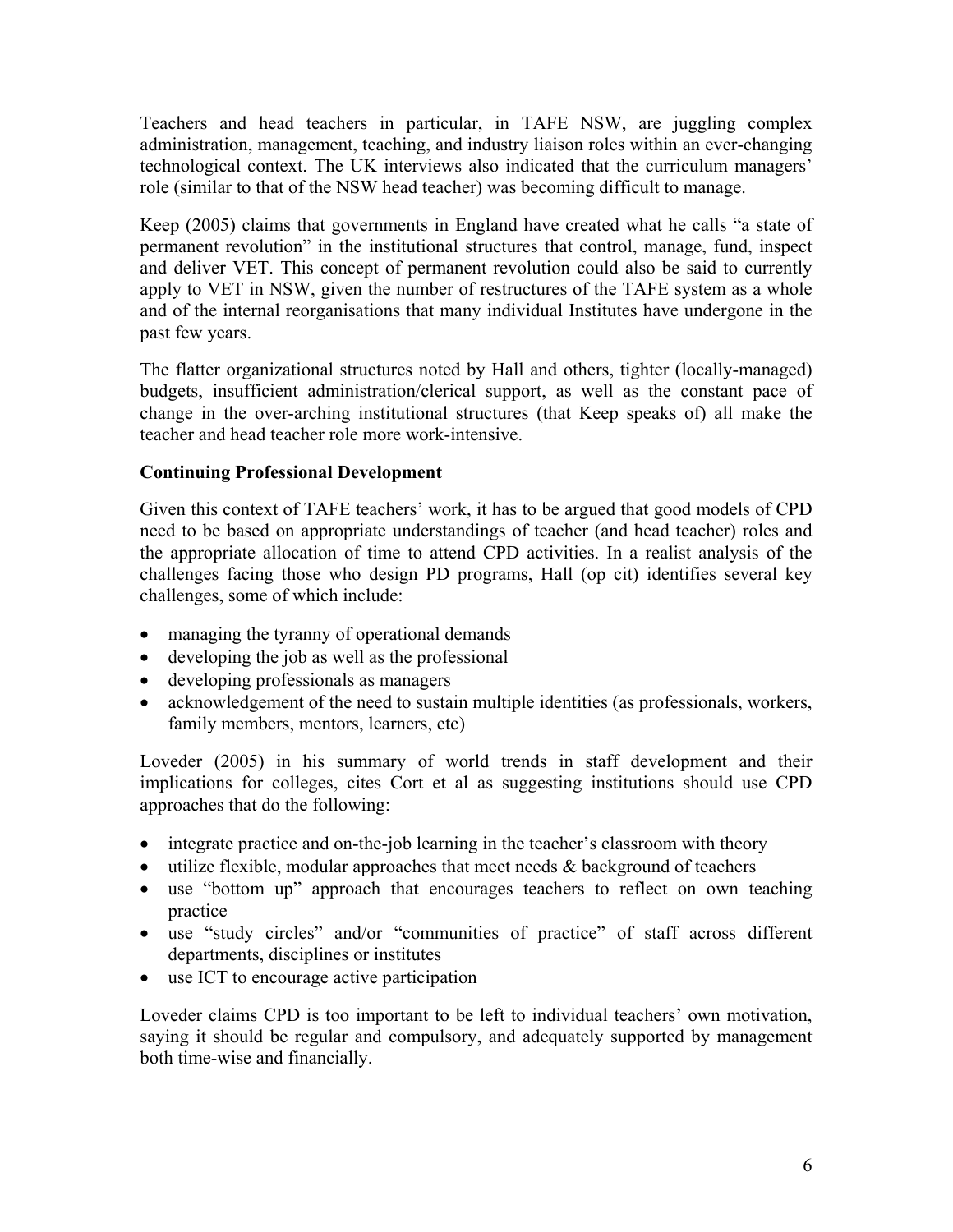Teachers and head teachers in particular, in TAFE NSW, are juggling complex administration, management, teaching, and industry liaison roles within an ever-changing technological context. The UK interviews also indicated that the curriculum managers' role (similar to that of the NSW head teacher) was becoming difficult to manage.

Keep (2005) claims that governments in England have created what he calls "a state of permanent revolution" in the institutional structures that control, manage, fund, inspect and deliver VET. This concept of permanent revolution could also be said to currently apply to VET in NSW, given the number of restructures of the TAFE system as a whole and of the internal reorganisations that many individual Institutes have undergone in the past few years.

The flatter organizational structures noted by Hall and others, tighter (locally-managed) budgets, insufficient administration/clerical support, as well as the constant pace of change in the over-arching institutional structures (that Keep speaks of) all make the teacher and head teacher role more work-intensive.

**Continuing Professional Development**

Given this context of TAFE teachers' work, it has to be argued that good models of CPD need to be based on appropriate understandings of teacher (and head teacher) roles and the appropriate allocation of time to attend CPD activities. In a realist analysis of the challenges facing those who design PD programs, Hall (op cit) identifies several key challenges, some of which include:

- managing the tyranny of operational demands
- developing the job as well as the professional
- developing professionals as managers
- acknowledgement of the need to sustain multiple identities (as professionals, workers, family members, mentors, learners, etc)

Loveder (2005) in his summary of world trends in staff development and their implications for colleges, cites Cort et al as suggesting institutions should use CPD approaches that do the following:

- integrate practice and on-the-job learning in the teacher's classroom with theory
- utilize flexible, modular approaches that meet needs & background of teachers
- use "bottom up" approach that encourages teachers to reflect on own teaching practice
- use "study circles" and/or "communities of practice" of staff across different departments, disciplines or institutes
- use ICT to encourage active participation

Loveder claims CPD is too important to be left to individual teachers' own motivation, saying it should be regular and compulsory, and adequately supported by management both time-wise and financially.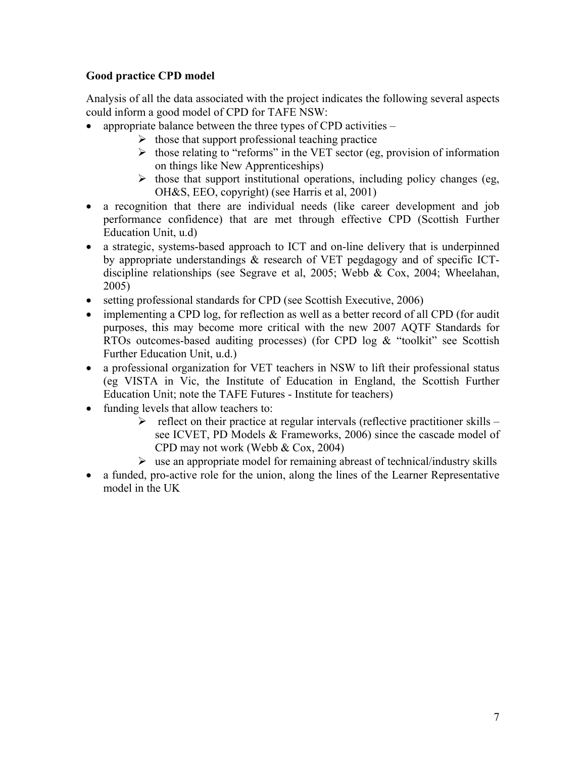### Good practice CPD model

Analysis of all the data associated with the project indicates the following several aspects could inform a good model of CPD for TAFE NSW:

- appropriate balance between the three types of CPD activities –
  - those that support professional teaching practice
  - those relating to "reforms" in the VET sector (eg, provision of information on things like New Apprenticeships)
  - those that support institutional operations, including policy changes (eg, OH&S, EEO, copyright) (see Harris et al, 2001)
- a recognition that there are individual needs (like career development and job performance confidence) that are met through effective CPD (Scottish Further Education Unit, u.d)
- a strategic, systems-based approach to ICT and on-line delivery that is underpinned by appropriate understandings & research of VET pegdagogy and of specific ICT-discipline relationships (see Segrave et al, 2005; Webb & Cox, 2004; Wheelahan, 2005)
- setting professional standards for CPD (see Scottish Executive, 2006)
- implementing a CPD log, for reflection as well as a better record of all CPD (for audit purposes, this may become more critical with the new 2007 AQTF Standards for RTOs outcomes-based auditing processes) (for CPD log & "toolkit" see Scottish Further Education Unit, u.d.)
- a professional organization for VET teachers in NSW to lift their professional status (eg VISTA in Vic, the Institute of Education in England, the Scottish Further Education Unit; note the TAFE Futures - Institute for teachers)
- funding levels that allow teachers to:
  - reflect on their practice at regular intervals (reflective practitioner skills – see ICVET, PD Models & Frameworks, 2006) since the cascade model of CPD may not work (Webb & Cox, 2004)
  - use an appropriate model for remaining abreast of technical/industry skills
- a funded, pro-active role for the union, along the lines of the Learner Representative model in the UK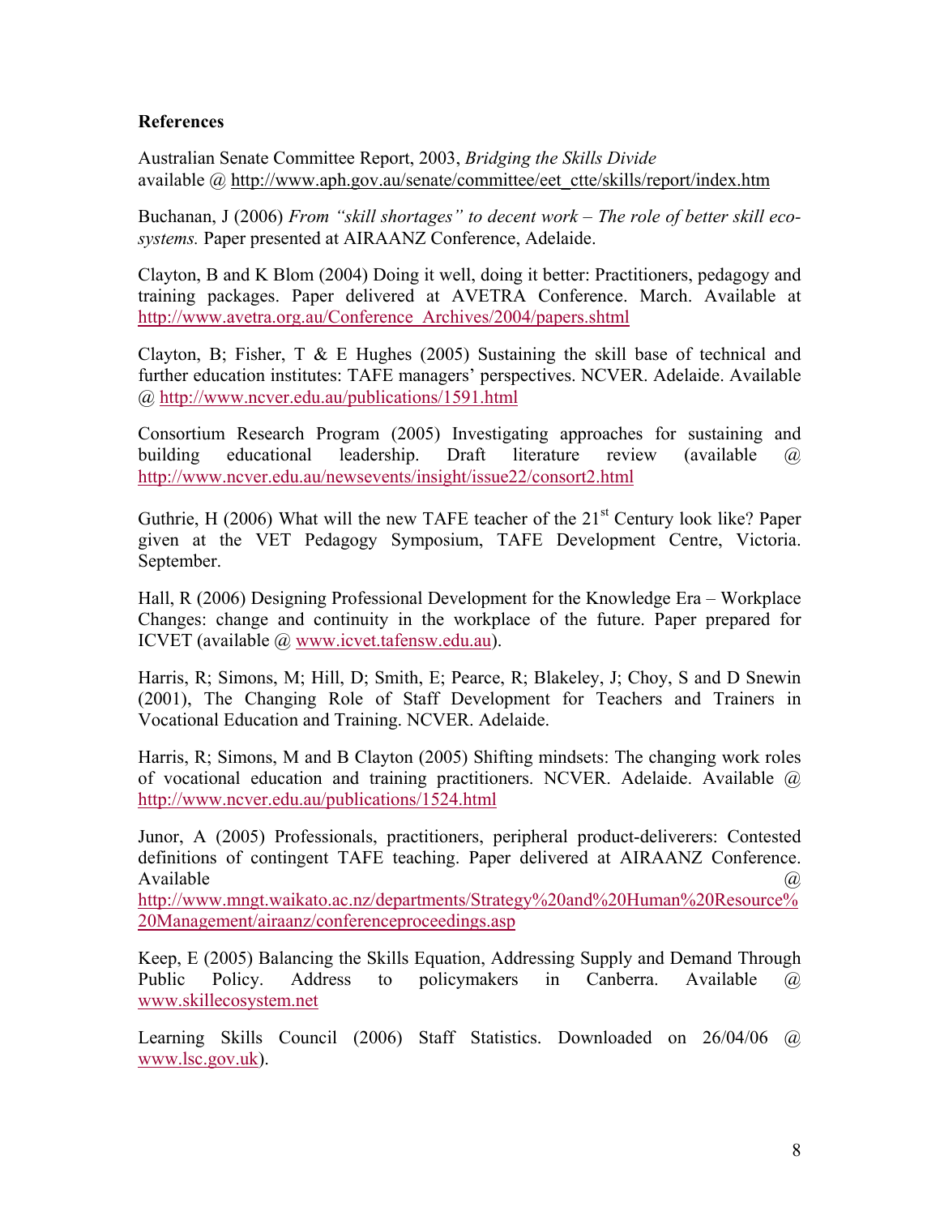**References**

Australian Senate Committee Report, 2003, *Bridging the Skills Divide* available @ http://www.aph.gov.au/senate/committee/eet_ctte/skills/report/index.htm

Buchanan, J (2006) *From "skill shortages" to decent work – The role of better skill eco-systems.* Paper presented at AIRAANZ Conference, Adelaide.

Clayton, B and K Blom (2004) Doing it well, doing it better: Practitioners, pedagogy and training packages. Paper delivered at AVETRA Conference. March. Available at http://www.avetra.org.au/Conference_Archives/2004/papers.shtml

Clayton, B; Fisher, T & E Hughes (2005) Sustaining the skill base of technical and further education institutes: TAFE managers' perspectives. NCVER. Adelaide. Available @ http://www.ncver.edu.au/publications/1591.html

Consortium Research Program (2005) Investigating approaches for sustaining and building educational leadership. Draft literature review (available @ http://www.ncver.edu.au/newsevents/insight/issue22/consort2.html

Guthrie, H (2006) What will the new TAFE teacher of the 21st Century look like? Paper given at the VET Pedagogy Symposium, TAFE Development Centre, Victoria. September.

Hall, R (2006) Designing Professional Development for the Knowledge Era – Workplace Changes: change and continuity in the workplace of the future. Paper prepared for ICVET (available @ www.icvet.tafensw.edu.au).

Harris, R; Simons, M; Hill, D; Smith, E; Pearce, R; Blakeley, J; Choy, S and D Snewin (2001), The Changing Role of Staff Development for Teachers and Trainers in Vocational Education and Training. NCVER. Adelaide.

Harris, R; Simons, M and B Clayton (2005) Shifting mindsets: The changing work roles of vocational education and training practitioners. NCVER. Adelaide. Available @ http://www.ncver.edu.au/publications/1524.html

Junor, A (2005) Professionals, practitioners, peripheral product-deliverers: Contested definitions of contingent TAFE teaching. Paper delivered at AIRAANZ Conference. Available @ http://www.mngt.waikato.ac.nz/departments/Strategy%20and%20Human%20Resource%20Management/airaanz/conferenceproceedings.asp

Keep, E (2005) Balancing the Skills Equation, Addressing Supply and Demand Through Public Policy. Address to policymakers in Canberra. Available @ www.skillecosystem.net

Learning Skills Council (2006) Staff Statistics. Downloaded on 26/04/06 @ www.lsc.gov.uk).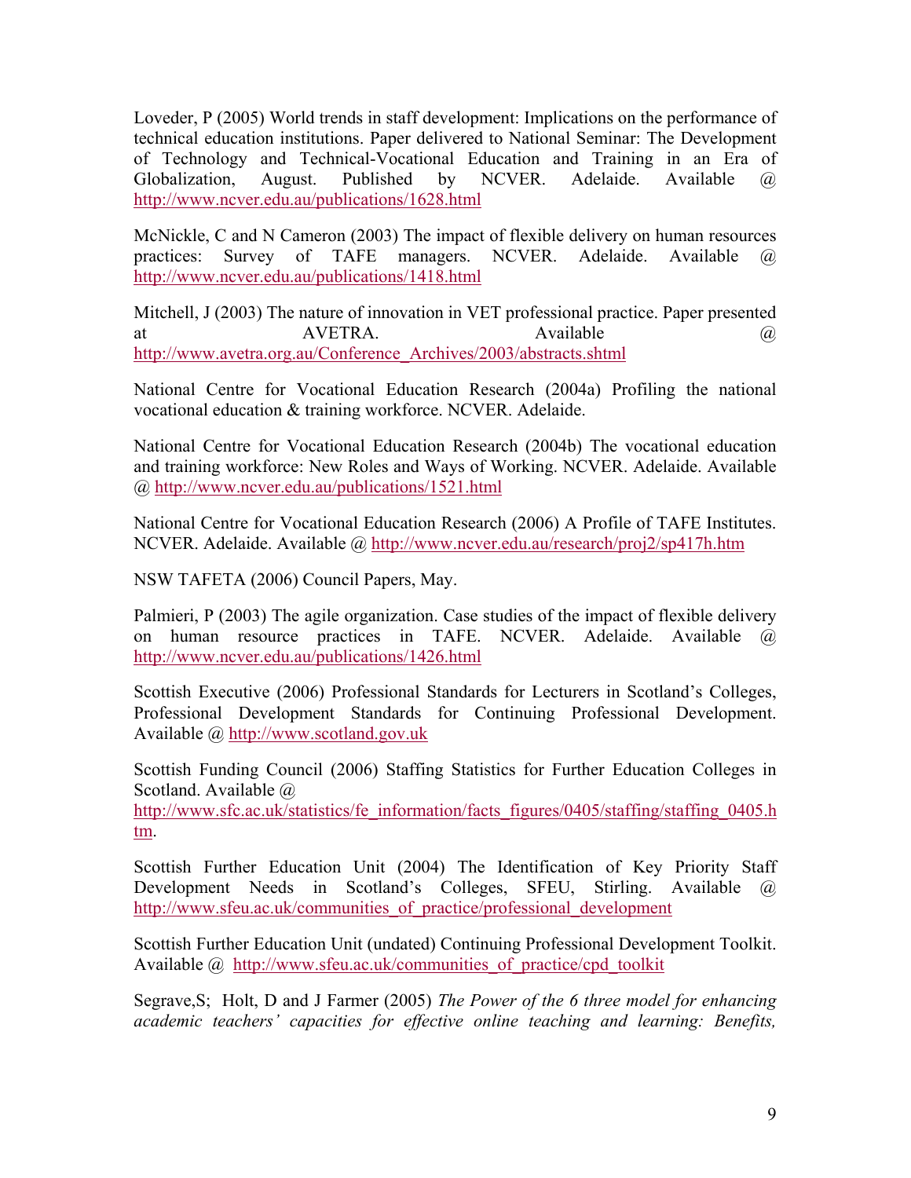Loveder, P (2005) World trends in staff development: Implications on the performance of technical education institutions. Paper delivered to National Seminar: The Development of Technology and Technical-Vocational Education and Training in an Era of Globalization, August. Published by NCVER. Adelaide. Available @ http://www.ncver.edu.au/publications/1628.html

McNickle, C and N Cameron (2003) The impact of flexible delivery on human resources practices: Survey of TAFE managers. NCVER. Adelaide. Available @ http://www.ncver.edu.au/publications/1418.html

Mitchell, J (2003) The nature of innovation in VET professional practice. Paper presented at AVETRA. Available @ http://www.avetra.org.au/Conference_Archives/2003/abstracts.shtml

National Centre for Vocational Education Research (2004a) Profiling the national vocational education & training workforce. NCVER. Adelaide.

National Centre for Vocational Education Research (2004b) The vocational education and training workforce: New Roles and Ways of Working. NCVER. Adelaide. Available @ http://www.ncver.edu.au/publications/1521.html

National Centre for Vocational Education Research (2006) A Profile of TAFE Institutes. NCVER. Adelaide. Available @ http://www.ncver.edu.au/research/proj2/sp417h.htm

NSW TAFETA (2006) Council Papers, May.

Palmieri, P (2003) The agile organization. Case studies of the impact of flexible delivery on human resource practices in TAFE. NCVER. Adelaide. Available @ http://www.ncver.edu.au/publications/1426.html

Scottish Executive (2006) Professional Standards for Lecturers in Scotland's Colleges, Professional Development Standards for Continuing Professional Development. Available @ http://www.scotland.gov.uk

Scottish Funding Council (2006) Staffing Statistics for Further Education Colleges in Scotland. Available @ http://www.sfc.ac.uk/statistics/fe_information/facts_figures/0405/staffing/staffing_0405.htm.

Scottish Further Education Unit (2004) The Identification of Key Priority Staff Development Needs in Scotland's Colleges, SFEU, Stirling. Available @ http://www.sfeu.ac.uk/communities_of_practice/professional_development

Scottish Further Education Unit (undated) Continuing Professional Development Toolkit. Available @ http://www.sfeu.ac.uk/communities_of_practice/cpd_toolkit

Segrave,S; Holt, D and J Farmer (2005) *The Power of the 6 three model for enhancing academic teachers' capacities for effective online teaching and learning: Benefits,*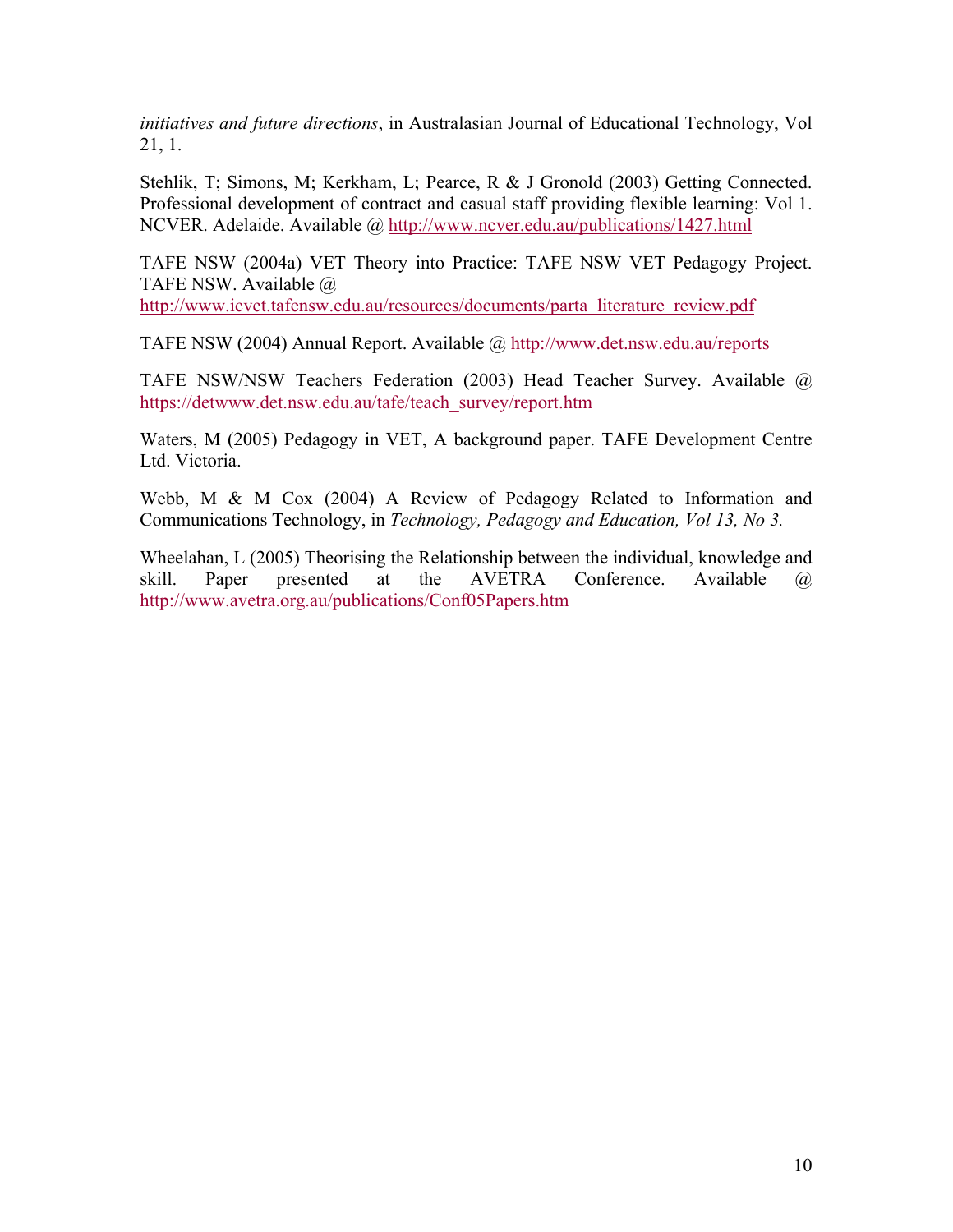*initiatives and future directions*, in Australasian Journal of Educational Technology, Vol 21, 1.

Stehlik, T; Simons, M; Kerkham, L; Pearce, R & J Gronold (2003) Getting Connected. Professional development of contract and casual staff providing flexible learning: Vol 1. NCVER. Adelaide. Available @ http://www.ncver.edu.au/publications/1427.html

TAFE NSW (2004a) VET Theory into Practice: TAFE NSW VET Pedagogy Project. TAFE NSW. Available @ http://www.icvet.tafensw.edu.au/resources/documents/parta_literature_review.pdf

TAFE NSW (2004) Annual Report. Available @ http://www.det.nsw.edu.au/reports

TAFE NSW/NSW Teachers Federation (2003) Head Teacher Survey. Available @ https://detwww.det.nsw.edu.au/tafe/teach_survey/report.htm

Waters, M (2005) Pedagogy in VET, A background paper. TAFE Development Centre Ltd. Victoria.

Webb, M & M Cox (2004) A Review of Pedagogy Related to Information and Communications Technology, in *Technology, Pedagogy and Education, Vol 13, No 3.*

Wheelahan, L (2005) Theorising the Relationship between the individual, knowledge and skill. Paper presented at the AVETRA Conference. Available @ http://www.avetra.org.au/publications/Conf05Papers.htm